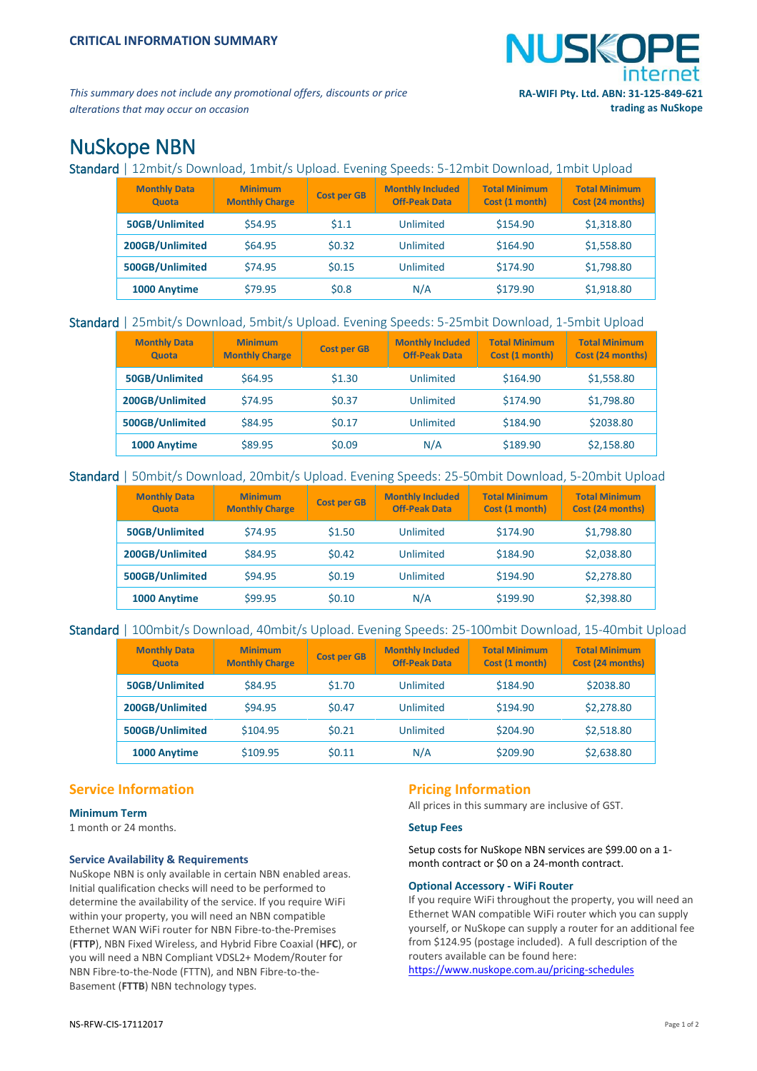**CRITICAL INFORMATION SUMMARY**

*This summary does not include any promotional offers, discounts or price alterations that may occur on occasion*

**RA-WIFI Pty. Ltd. ABN: 31-125-849-621 trading as NuSkope**

# NuSkope NBN

## Standard | 12mbit/s Download, 1mbit/s Upload. Evening Speeds: 5-12mbit Download, 1mbit Upload

| Monthly Data Quota | Minimum Monthly Charge | Cost per GB | Monthly Included Off-Peak Data | Total Minimum Cost (1 month) | Total Minimum Cost (24 months) |
|---|---|---|---|---|---|
| **50GB/Unlimited** | $54.95 | $1.1 | Unlimited | $154.90 | $1,318.80 |
| **200GB/Unlimited** | $64.95 | $0.32 | Unlimited | $164.90 | $1,558.80 |
| **500GB/Unlimited** | $74.95 | $0.15 | Unlimited | $174.90 | $1,798.80 |
| **1000 Anytime** | $79.95 | $0.8 | N/A | $179.90 | $1,918.80 |

## Standard | 25mbit/s Download, 5mbit/s Upload. Evening Speeds: 5-25mbit Download, 1-5mbit Upload

| Monthly Data Quota | Minimum Monthly Charge | Cost per GB | Monthly Included Off-Peak Data | Total Minimum Cost (1 month) | Total Minimum Cost (24 months) |
|---|---|---|---|---|---|
| **50GB/Unlimited** | $64.95 | $1.30 | Unlimited | $164.90 | $1,558.80 |
| **200GB/Unlimited** | $74.95 | $0.37 | Unlimited | $174.90 | $1,798.80 |
| **500GB/Unlimited** | $84.95 | $0.17 | Unlimited | $184.90 | $2038.80 |
| **1000 Anytime** | $89.95 | $0.09 | N/A | $189.90 | $2,158.80 |

## Standard | 50mbit/s Download, 20mbit/s Upload. Evening Speeds: 25-50mbit Download, 5-20mbit Upload

| Monthly Data Quota | Minimum Monthly Charge | Cost per GB | Monthly Included Off-Peak Data | Total Minimum Cost (1 month) | Total Minimum Cost (24 months) |
|---|---|---|---|---|---|
| **50GB/Unlimited** | $74.95 | $1.50 | Unlimited | $174.90 | $1,798.80 |
| **200GB/Unlimited** | $84.95 | $0.42 | Unlimited | $184.90 | $2,038.80 |
| **500GB/Unlimited** | $94.95 | $0.19 | Unlimited | $194.90 | $2,278.80 |
| **1000 Anytime** | $99.95 | $0.10 | N/A | $199.90 | $2,398.80 |

## Standard | 100mbit/s Download, 40mbit/s Upload. Evening Speeds: 25-100mbit Download, 15-40mbit Upload

| Monthly Data Quota | Minimum Monthly Charge | Cost per GB | Monthly Included Off-Peak Data | Total Minimum Cost (1 month) | Total Minimum Cost (24 months) |
|---|---|---|---|---|---|
| **50GB/Unlimited** | $84.95 | $1.70 | Unlimited | $184.90 | $2038.80 |
| **200GB/Unlimited** | $94.95 | $0.47 | Unlimited | $194.90 | $2,278.80 |
| **500GB/Unlimited** | $104.95 | $0.21 | Unlimited | $204.90 | $2,518.80 |
| **1000 Anytime** | $109.95 | $0.11 | N/A | $209.90 | $2,638.80 |

## Service Information

### Minimum Term

1 month or 24 months.

### Service Availability & Requirements

NuSkope NBN is only available in certain NBN enabled areas. Initial qualification checks will need to be performed to determine the availability of the service. If you require WiFi within your property, you will need an NBN compatible Ethernet WAN WiFi router for NBN Fibre-to-the-Premises (**FTTP**), NBN Fixed Wireless, and Hybrid Fibre Coaxial (**HFC**), or you will need a NBN Compliant VDSL2+ Modem/Router for NBN Fibre-to-the-Node (FTTN), and NBN Fibre-to-the-Basement (**FTTB**) NBN technology types.

## Pricing Information

All prices in this summary are inclusive of GST.

### Setup Fees

Setup costs for NuSkope NBN services are $99.00 on a 1-month contract or $0 on a 24-month contract.

### Optional Accessory - WiFi Router

If you require WiFi throughout the property, you will need an Ethernet WAN compatible WiFi router which you can supply yourself, or NuSkope can supply a router for an additional fee from $124.95 (postage included). A full description of the routers available can be found here: https://www.nuskope.com.au/pricing-schedules

NS-RFW-CIS-17112017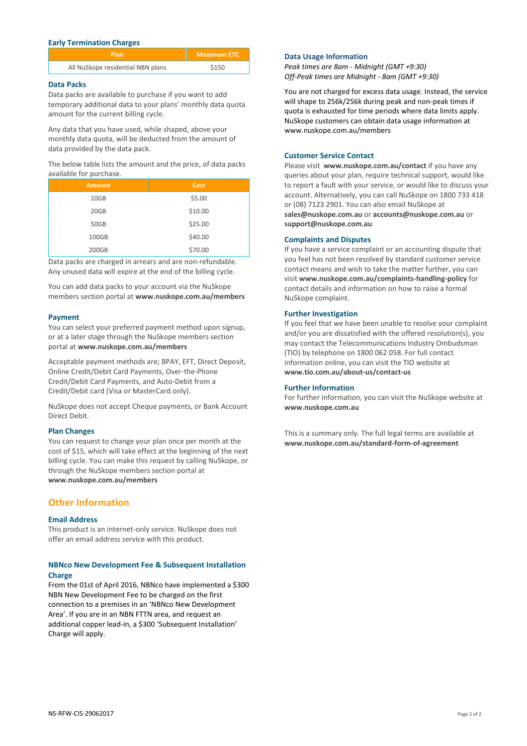### Early Termination Charges

| Plan | Maximum ETC |
| --- | --- |
| All NuSkope residential NBN plans | $150 |

### Data Packs

Data packs are available to purchase if you want to add temporary additional data to your plans' monthly data quota amount for the current billing cycle.

Any data that you have used, while shaped, above your monthly data quota, will be deducted from the amount of data provided by the data pack.

The below table lists the amount and the price, of data packs available for purchase.

| Amount | Cost |
| --- | --- |
| 10GB | $5.00 |
| 20GB | $10.00 |
| 50GB | $25.00 |
| 100GB | $40.00 |
| 200GB | $70.00 |

Data packs are charged in arrears and are non-refundable. Any unused data will expire at the end of the billing cycle.

You can add data packs to your account via the NuSkope members section portal at **www.nuskope.com.au/members**

### Payment

You can select your preferred payment method upon signup, or at a later stage through the NuSkope members section portal at **www.nuskope.com.au/members**

Acceptable payment methods are; BPAY, EFT, Direct Deposit, Online Credit/Debit Card Payments, Over-the-Phone Credit/Debit Card Payments, and Auto-Debit from a Credit/Debit card (Visa or MasterCard only).

NuSkope does not accept Cheque payments, or Bank Account Direct Debit.

### Plan Changes

You can request to change your plan once per month at the cost of $15, which will take effect at the beginning of the next billing cycle. You can make this request by calling NuSkope, or through the NuSkope members section portal at **www.nuskope.com.au/members**

## Other Information

### Email Address

This product is an internet-only service. NuSkope does not offer an email address service with this product.

### NBNco New Development Fee & Subsequent Installation Charge

From the 01st of April 2016, NBNco have implemented a $300 NBN New Development Fee to be charged on the first connection to a premises in an 'NBNco New Development Area'. If you are in an NBN FTTN area, and request an additional copper lead-in, a $300 'Subsequent Installation' Charge will apply.

### Data Usage Information

*Peak times are 8am - Midnight (GMT +9:30)*
*Off-Peak times are Midnight - 8am (GMT +9:30)*

You are not charged for excess data usage. Instead, the service will shape to 256k/256k during peak and non-peak times if quota is exhausted for time periods where data limits apply. NuSkope customers can obtain data usage information at www.nuskope.com.au/members

### Customer Service Contact

Please visit **www.nuskope.com.au/contact** if you have any queries about your plan, require technical support, would like to report a fault with your service, or would like to discuss your account. Alternatively, you can call NuSkope on 1800 733 418 or (08) 7123 2901. You can also email NuSkope at **sales@nuskope.com.au** or **accounts@nuskope.com.au** or **support@nuskope.com.au**

### Complaints and Disputes

If you have a service complaint or an accounting dispute that you feel has not been resolved by standard customer service contact means and wish to take the matter further, you can visit **www.nuskope.com.au/complaints-handling-policy** for contact details and information on how to raise a formal NuSkope complaint.

### Further Investigation

If you feel that we have been unable to resolve your complaint and/or you are dissatisfied with the offered resolution(s), you may contact the Telecommunications Industry Ombudsman (TIO) by telephone on 1800 062 058. For full contact information online, you can visit the TIO website at **www.tio.com.au/about-us/contact-us**

### Further Information

For further information, you can visit the NuSkope website at **www.nuskope.com.au**

This is a summary only. The full legal terms are available at **www.nuskope.com.au/standard-form-of-agreement**

NS-RFW-CIS-29062017